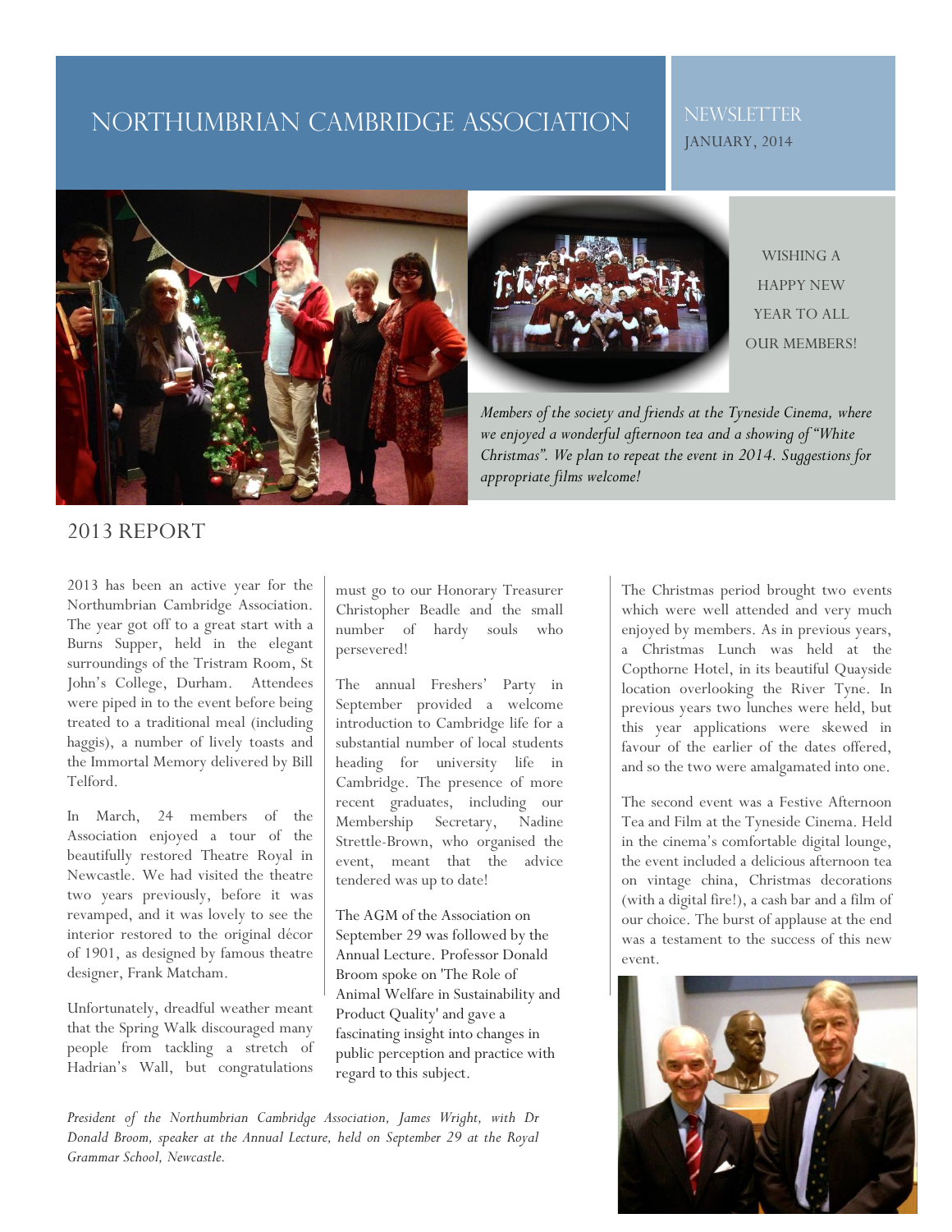# NORTHUMBRIAN CAMBRIDGE ASSOCIATION

NEWSLETTER
JANUARY, 2014

WISHING A HAPPY NEW YEAR TO ALL OUR MEMBERS!

*Members of the society and friends at the Tyneside Cinema, where we enjoyed a wonderful afternoon tea and a showing of "White Christmas". We plan to repeat the event in 2014. Suggestions for appropriate films welcome!*

## 2013 REPORT

2013 has been an active year for the Northumbrian Cambridge Association. The year got off to a great start with a Burns Supper, held in the elegant surroundings of the Tristram Room, St John's College, Durham. Attendees were piped in to the event before being treated to a traditional meal (including haggis), a number of lively toasts and the Immortal Memory delivered by Bill Telford.

In March, 24 members of the Association enjoyed a tour of the beautifully restored Theatre Royal in Newcastle. We had visited the theatre two years previously, before it was revamped, and it was lovely to see the interior restored to the original décor of 1901, as designed by famous theatre designer, Frank Matcham.

Unfortunately, dreadful weather meant that the Spring Walk discouraged many people from tackling a stretch of Hadrian's Wall, but congratulations must go to our Honorary Treasurer Christopher Beadle and the small number of hardy souls who persevered!

The annual Freshers' Party in September provided a welcome introduction to Cambridge life for a substantial number of local students heading for university life in Cambridge. The presence of more recent graduates, including our Membership Secretary, Nadine Strettle-Brown, who organised the event, meant that the advice tendered was up to date!

The AGM of the Association on September 29 was followed by the Annual Lecture. Professor Donald Broom spoke on 'The Role of Animal Welfare in Sustainability and Product Quality' and gave a fascinating insight into changes in public perception and practice with regard to this subject.

The Christmas period brought two events which were well attended and very much enjoyed by members. As in previous years, a Christmas Lunch was held at the Copthorne Hotel, in its beautiful Quayside location overlooking the River Tyne. In previous years two lunches were held, but this year applications were skewed in favour of the earlier of the dates offered, and so the two were amalgamated into one.

The second event was a Festive Afternoon Tea and Film at the Tyneside Cinema. Held in the cinema's comfortable digital lounge, the event included a delicious afternoon tea on vintage china, Christmas decorations (with a digital fire!), a cash bar and a film of our choice. The burst of applause at the end was a testament to the success of this new event.

*President of the Northumbrian Cambridge Association, James Wright, with Dr Donald Broom, speaker at the Annual Lecture, held on September 29 at the Royal Grammar School, Newcastle.*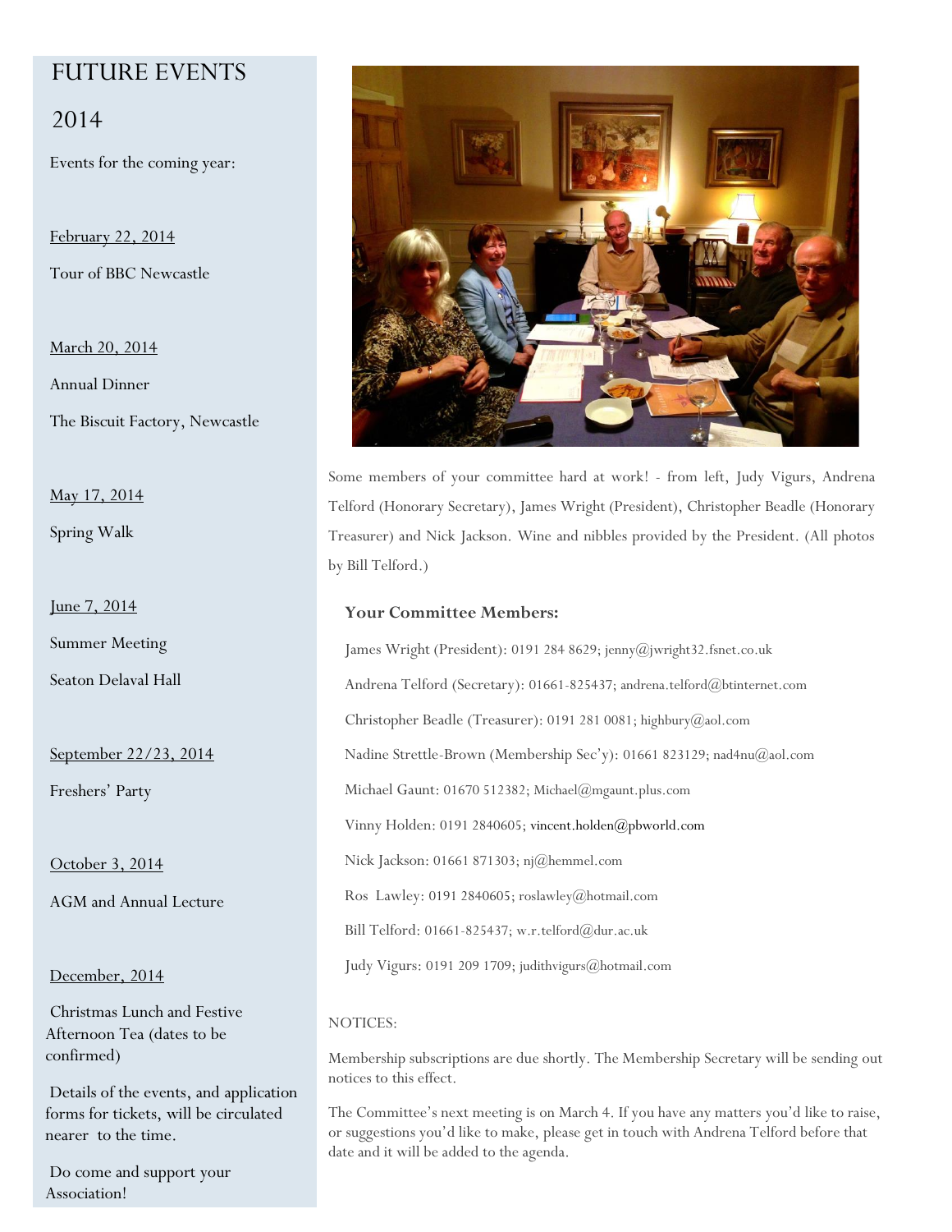# FUTURE EVENTS

## 2014

Events for the coming year:

February 22, 2014

Tour of BBC Newcastle

March 20, 2014

Annual Dinner

The Biscuit Factory, Newcastle

May 17, 2014

Spring Walk

June 7, 2014

Summer Meeting

Seaton Delaval Hall

September 22/23, 2014

Freshers' Party

October 3, 2014

AGM and Annual Lecture

December, 2014

Christmas Lunch and Festive Afternoon Tea (dates to be confirmed)

Details of the events, and application forms for tickets, will be circulated nearer to the time.

Do come and support your Association!

Some members of your committee hard at work! - from left, Judy Vigurs, Andrena Telford (Honorary Secretary), James Wright (President), Christopher Beadle (Honorary Treasurer) and Nick Jackson. Wine and nibbles provided by the President. (All photos by Bill Telford.)

### Your Committee Members:

James Wright (President): 0191 284 8629; jenny@jwright32.fsnet.co.uk

Andrena Telford (Secretary): 01661-825437; andrena.telford@btinternet.com

Christopher Beadle (Treasurer): 0191 281 0081; highbury@aol.com

Nadine Strettle-Brown (Membership Sec'y): 01661 823129; nad4nu@aol.com

Michael Gaunt: 01670 512382; Michael@mgaunt.plus.com

Vinny Holden: 0191 2840605; vincent.holden@pbworld.com

Nick Jackson: 01661 871303; nj@hemmel.com

Ros Lawley: 0191 2840605; roslawley@hotmail.com

Bill Telford: 01661-825437; w.r.telford@dur.ac.uk

Judy Vigurs: 0191 209 1709; judithvigurs@hotmail.com

NOTICES:

Membership subscriptions are due shortly. The Membership Secretary will be sending out notices to this effect.

The Committee's next meeting is on March 4. If you have any matters you'd like to raise, or suggestions you'd like to make, please get in touch with Andrena Telford before that date and it will be added to the agenda.